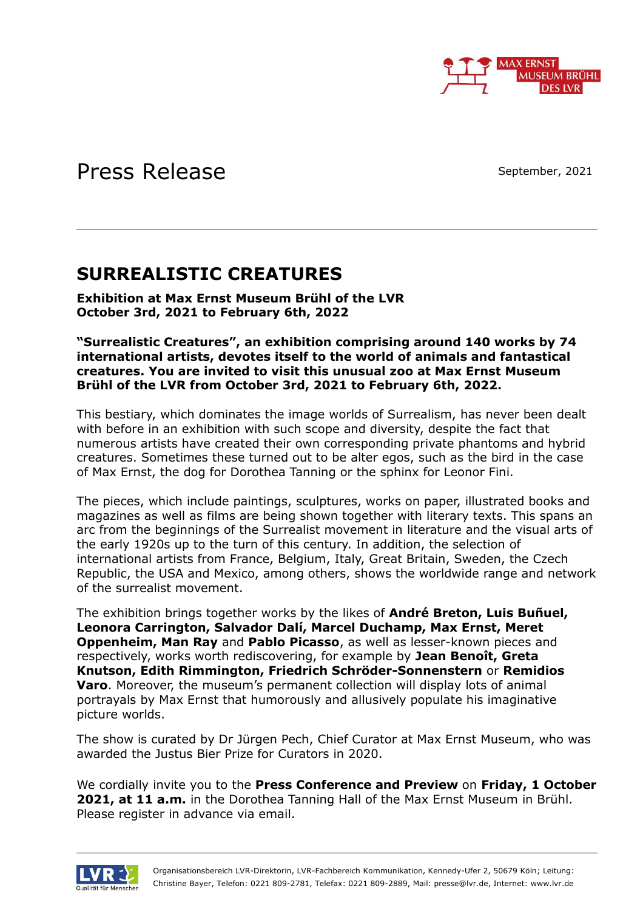Press Release

September, 2021

# SURREALISTIC CREATURES

**Exhibition at Max Ernst Museum Brühl of the LVR**
**October 3rd, 2021 to February 6th, 2022**

**"Surrealistic Creatures", an exhibition comprising around 140 works by 74 international artists, devotes itself to the world of animals and fantastical creatures. You are invited to visit this unusual zoo at Max Ernst Museum Brühl of the LVR from October 3rd, 2021 to February 6th, 2022.**

This bestiary, which dominates the image worlds of Surrealism, has never been dealt with before in an exhibition with such scope and diversity, despite the fact that numerous artists have created their own corresponding private phantoms and hybrid creatures. Sometimes these turned out to be alter egos, such as the bird in the case of Max Ernst, the dog for Dorothea Tanning or the sphinx for Leonor Fini.

The pieces, which include paintings, sculptures, works on paper, illustrated books and magazines as well as films are being shown together with literary texts. This spans an arc from the beginnings of the Surrealist movement in literature and the visual arts of the early 1920s up to the turn of this century. In addition, the selection of international artists from France, Belgium, Italy, Great Britain, Sweden, the Czech Republic, the USA and Mexico, among others, shows the worldwide range and network of the surrealist movement.

The exhibition brings together works by the likes of **André Breton, Luis Buñuel, Leonora Carrington, Salvador Dalí, Marcel Duchamp, Max Ernst, Meret Oppenheim, Man Ray** and **Pablo Picasso**, as well as lesser-known pieces and respectively, works worth rediscovering, for example by **Jean Benoît, Greta Knutson, Edith Rimmington, Friedrich Schröder-Sonnenstern** or **Remidios Varo**. Moreover, the museum's permanent collection will display lots of animal portrayals by Max Ernst that humorously and allusively populate his imaginative picture worlds.

The show is curated by Dr Jürgen Pech, Chief Curator at Max Ernst Museum, who was awarded the Justus Bier Prize for Curators in 2020.

We cordially invite you to the **Press Conference and Preview** on **Friday, 1 October 2021, at 11 a.m.** in the Dorothea Tanning Hall of the Max Ernst Museum in Brühl. Please register in advance via email.

Organisationsbereich LVR-Direktorin, LVR-Fachbereich Kommunikation, Kennedy-Ufer 2, 50679 Köln; Leitung: Christine Bayer, Telefon: 0221 809-2781, Telefax: 0221 809-2889, Mail: presse@lvr.de, Internet: www.lvr.de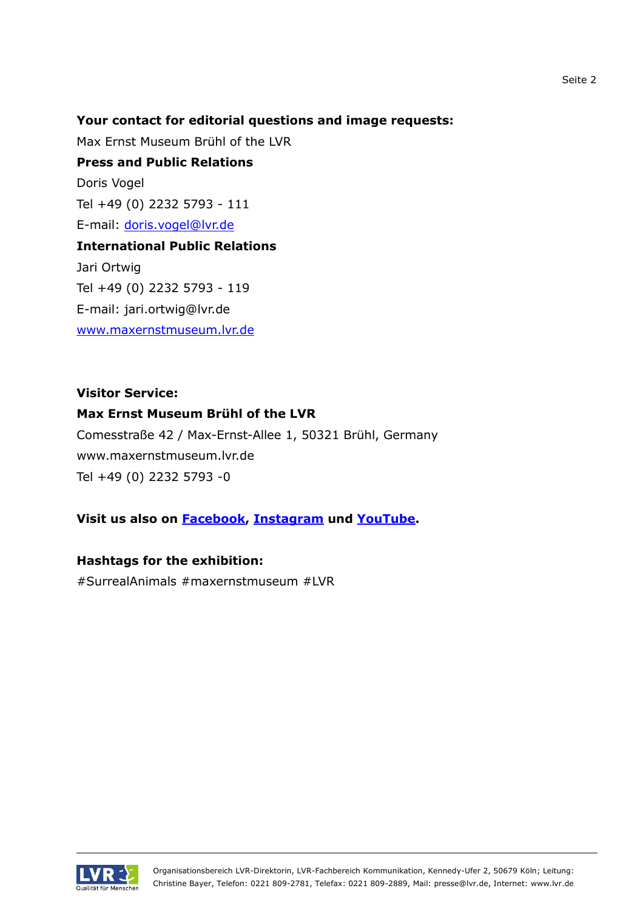**Your contact for editorial questions and image requests:**

Max Ernst Museum Brühl of the LVR

**Press and Public Relations**

Doris Vogel

Tel +49 (0) 2232 5793 - 111

E-mail: doris.vogel@lvr.de

**International Public Relations**

Jari Ortwig

Tel +49 (0) 2232 5793 - 119

E-mail: jari.ortwig@lvr.de

www.maxernstmuseum.lvr.de

**Visitor Service:**

**Max Ernst Museum Brühl of the LVR**

Comesstraße 42 / Max-Ernst-Allee 1, 50321 Brühl, Germany

www.maxernstmuseum.lvr.de

Tel +49 (0) 2232 5793 -0

**Visit us also on Facebook, Instagram und YouTube.**

**Hashtags for the exhibition:**

#SurrealAnimals #maxernstmuseum #LVR

Organisationsbereich LVR-Direktorin, LVR-Fachbereich Kommunikation, Kennedy-Ufer 2, 50679 Köln; Leitung: Christine Bayer, Telefon: 0221 809-2781, Telefax: 0221 809-2889, Mail: presse@lvr.de, Internet: www.lvr.de